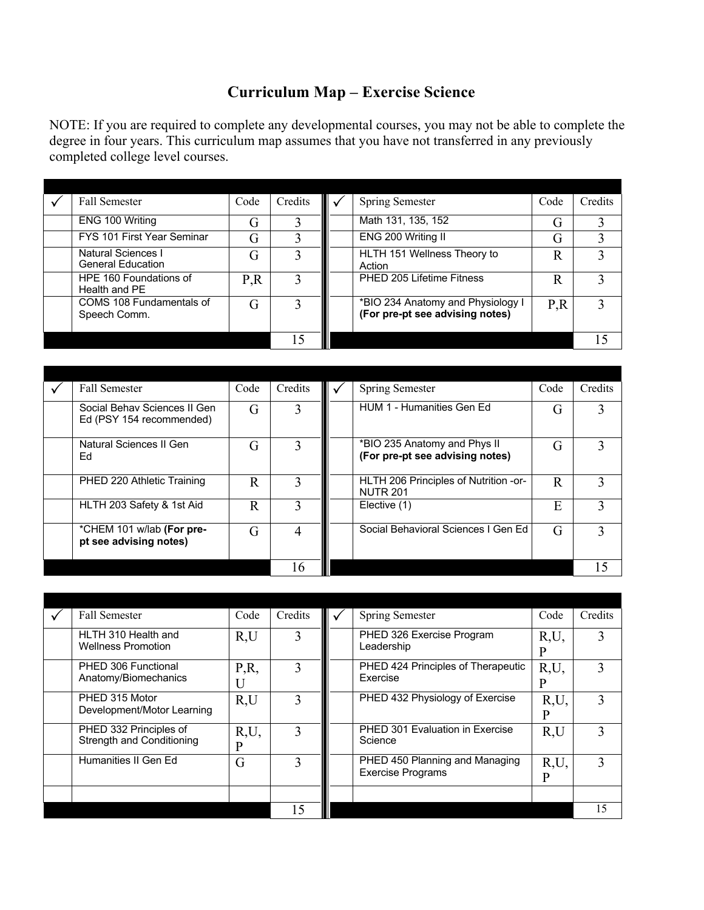# Curriculum Map – Exercise Science

NOTE: If you are required to complete any developmental courses, you may not be able to complete the degree in four years. This curriculum map assumes that you have not transferred in any previously completed college level courses.

| ✓ | Fall Semester | Code | Credits | ✓ | Spring Semester | Code | Credits |
|---|---|---|---|---|---|---|---|
| | ENG 100 Writing | G | 3 | | Math 131, 135, 152 | G | 3 |
| | FYS 101 First Year Seminar | G | 3 | | ENG 200 Writing II | G | 3 |
| | Natural Sciences I General Education | G | 3 | | HLTH 151 Wellness Theory to Action | R | 3 |
| | HPE 160 Foundations of Health and PE | P,R | 3 | | PHED 205 Lifetime Fitness | R | 3 |
| | COMS 108 Fundamentals of Speech Comm. | G | 3 | | *BIO 234 Anatomy and Physiology I **(For pre-pt see advising notes)** | P,R | 3 |
| | | | 15 | | | | 15 |

| ✓ | Fall Semester | Code | Credits | ✓ | Spring Semester | Code | Credits |
|---|---|---|---|---|---|---|---|
| | Social Behav Sciences II Gen Ed (PSY 154 recommended) | G | 3 | | HUM 1 - Humanities Gen Ed | G | 3 |
| | Natural Sciences II Gen Ed | G | 3 | | *BIO 235 Anatomy and Phys II **(For pre-pt see advising notes)** | G | 3 |
| | PHED 220 Athletic Training | R | 3 | | HLTH 206 Principles of Nutrition -or- NUTR 201 | R | 3 |
| | HLTH 203 Safety & 1st Aid | R | 3 | | Elective (1) | E | 3 |
| | *CHEM 101 w/lab **(For pre-pt see advising notes)** | G | 4 | | Social Behavioral Sciences I Gen Ed | G | 3 |
| | | | 16 | | | | 15 |

| ✓ | Fall Semester | Code | Credits | ✓ | Spring Semester | Code | Credits |
|---|---|---|---|---|---|---|---|
| | HLTH 310 Health and Wellness Promotion | R,U | 3 | | PHED 326 Exercise Program Leadership | R,U,P | 3 |
| | PHED 306 Functional Anatomy/Biomechanics | P,R,U | 3 | | PHED 424 Principles of Therapeutic Exercise | R,U,P | 3 |
| | PHED 315 Motor Development/Motor Learning | R,U | 3 | | PHED 432 Physiology of Exercise | R,U,P | 3 |
| | PHED 332 Principles of Strength and Conditioning | R,U,P | 3 | | PHED 301 Evaluation in Exercise Science | R,U | 3 |
| | Humanities II Gen Ed | G | 3 | | PHED 450 Planning and Managing Exercise Programs | R,U,P | 3 |
| | | | | | | | |
| | | | 15 | | | | 15 |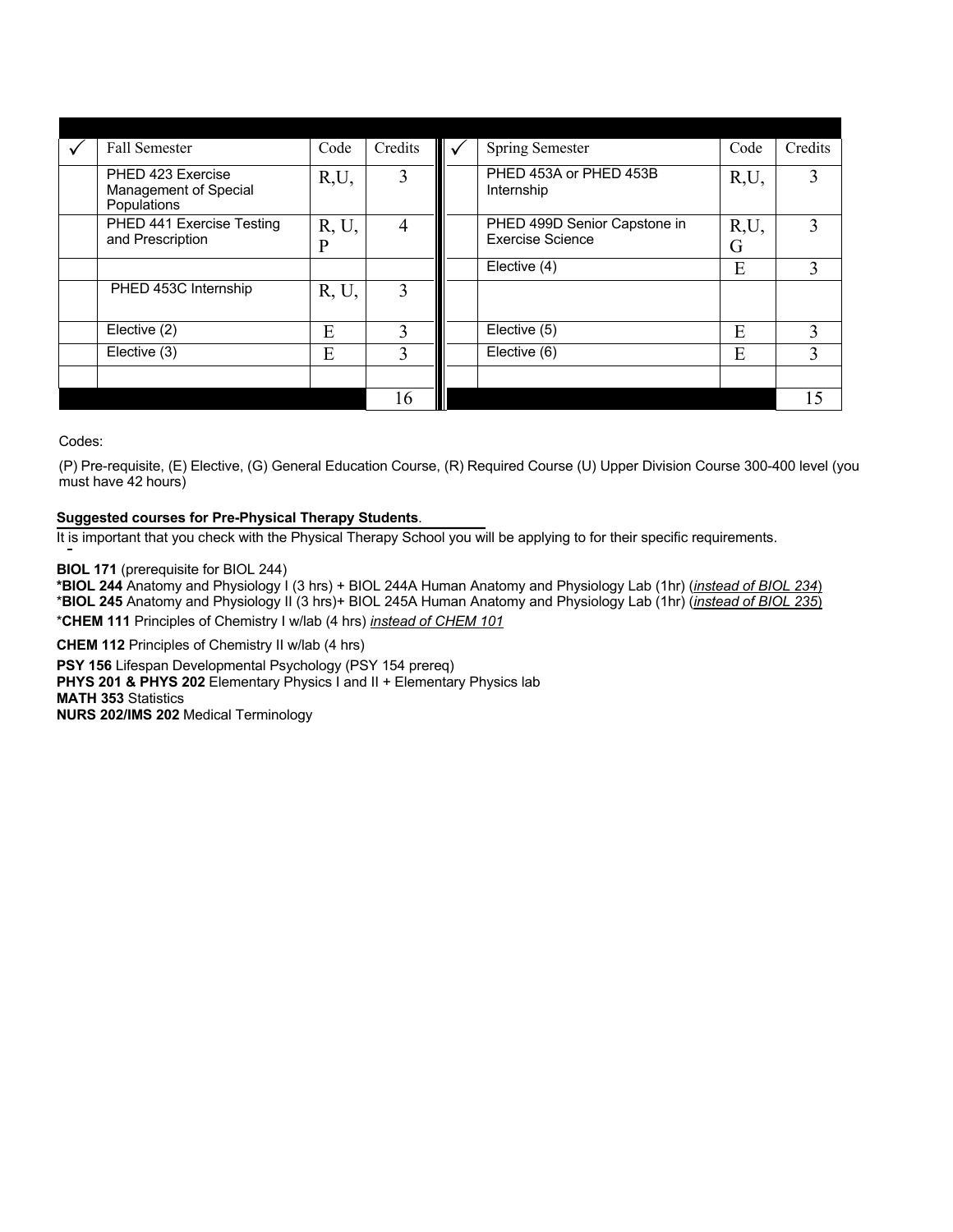| ✓ | Fall Semester | Code | Credits | ✓ | Spring Semester | Code | Credits |
|---|---|---|---|---|---|---|---|
| | PHED 423 Exercise Management of Special Populations | R,U, | 3 | | PHED 453A or PHED 453B Internship | R,U, | 3 |
| | PHED 441 Exercise Testing and Prescription | R, U, P | 4 | | PHED 499D Senior Capstone in Exercise Science | R,U, G | 3 |
| | | | | | Elective (4) | E | 3 |
| | PHED 453C Internship | R, U, | 3 | | | | |
| | Elective (2) | E | 3 | | Elective (5) | E | 3 |
| | Elective (3) | E | 3 | | Elective (6) | E | 3 |
| | | | | | | | |
| | | | 16 | | | | 15 |

Codes:

(P) Pre-requisite, (E) Elective, (G) General Education Course, (R) Required Course (U) Upper Division Course 300-400 level (you must have 42 hours)

**Suggested courses for Pre-Physical Therapy Students**.

It is important that you check with the Physical Therapy School you will be applying to for their specific requirements.

**BIOL 171** (prerequisite for BIOL 244)
***BIOL 244** Anatomy and Physiology I (3 hrs) + BIOL 244A Human Anatomy and Physiology Lab (1hr) (*instead of BIOL 234*)
*__BIOL 245__ Anatomy and Physiology II (3 hrs)+ BIOL 245A Human Anatomy and Physiology Lab (1hr) (*instead of BIOL 235*)
*__CHEM 111__ Principles of Chemistry I w/lab (4 hrs) *instead of CHEM 101*

**CHEM 112** Principles of Chemistry II w/lab (4 hrs)

**PSY 156** Lifespan Developmental Psychology (PSY 154 prereq)
**PHYS 201 & PHYS 202** Elementary Physics I and II + Elementary Physics lab
**MATH 353** Statistics
**NURS 202/IMS 202** Medical Terminology